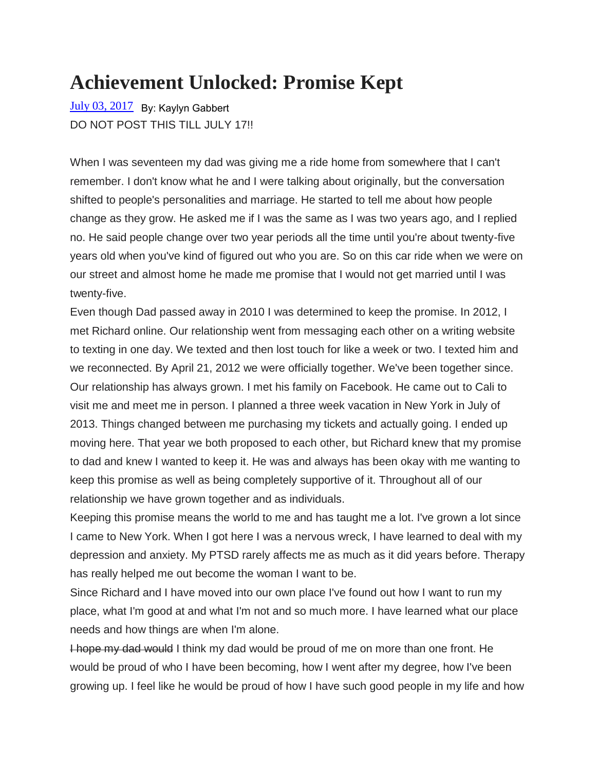# Achievement Unlocked: Promise Kept

July 03, 2017 By: Kaylyn Gabbert

DO NOT POST THIS TILL JULY 17!!

When I was seventeen my dad was giving me a ride home from somewhere that I can't remember. I don't know what he and I were talking about originally, but the conversation shifted to people's personalities and marriage. He started to tell me about how people change as they grow. He asked me if I was the same as I was two years ago, and I replied no. He said people change over two year periods all the time until you're about twenty-five years old when you've kind of figured out who you are. So on this car ride when we were on our street and almost home he made me promise that I would not get married until I was twenty-five.

Even though Dad passed away in 2010 I was determined to keep the promise. In 2012, I met Richard online. Our relationship went from messaging each other on a writing website to texting in one day. We texted and then lost touch for like a week or two. I texted him and we reconnected. By April 21, 2012 we were officially together. We've been together since. Our relationship has always grown. I met his family on Facebook. He came out to Cali to visit me and meet me in person. I planned a three week vacation in New York in July of 2013. Things changed between me purchasing my tickets and actually going. I ended up moving here. That year we both proposed to each other, but Richard knew that my promise to dad and knew I wanted to keep it. He was and always has been okay with me wanting to keep this promise as well as being completely supportive of it. Throughout all of our relationship we have grown together and as individuals.

Keeping this promise means the world to me and has taught me a lot. I've grown a lot since I came to New York. When I got here I was a nervous wreck, I have learned to deal with my depression and anxiety. My PTSD rarely affects me as much as it did years before. Therapy has really helped me out become the woman I want to be.

Since Richard and I have moved into our own place I've found out how I want to run my place, what I'm good at and what I'm not and so much more. I have learned what our place needs and how things are when I'm alone.

~~I hope my dad would~~ I think my dad would be proud of me on more than one front. He would be proud of who I have been becoming, how I went after my degree, how I've been growing up. I feel like he would be proud of how I have such good people in my life and how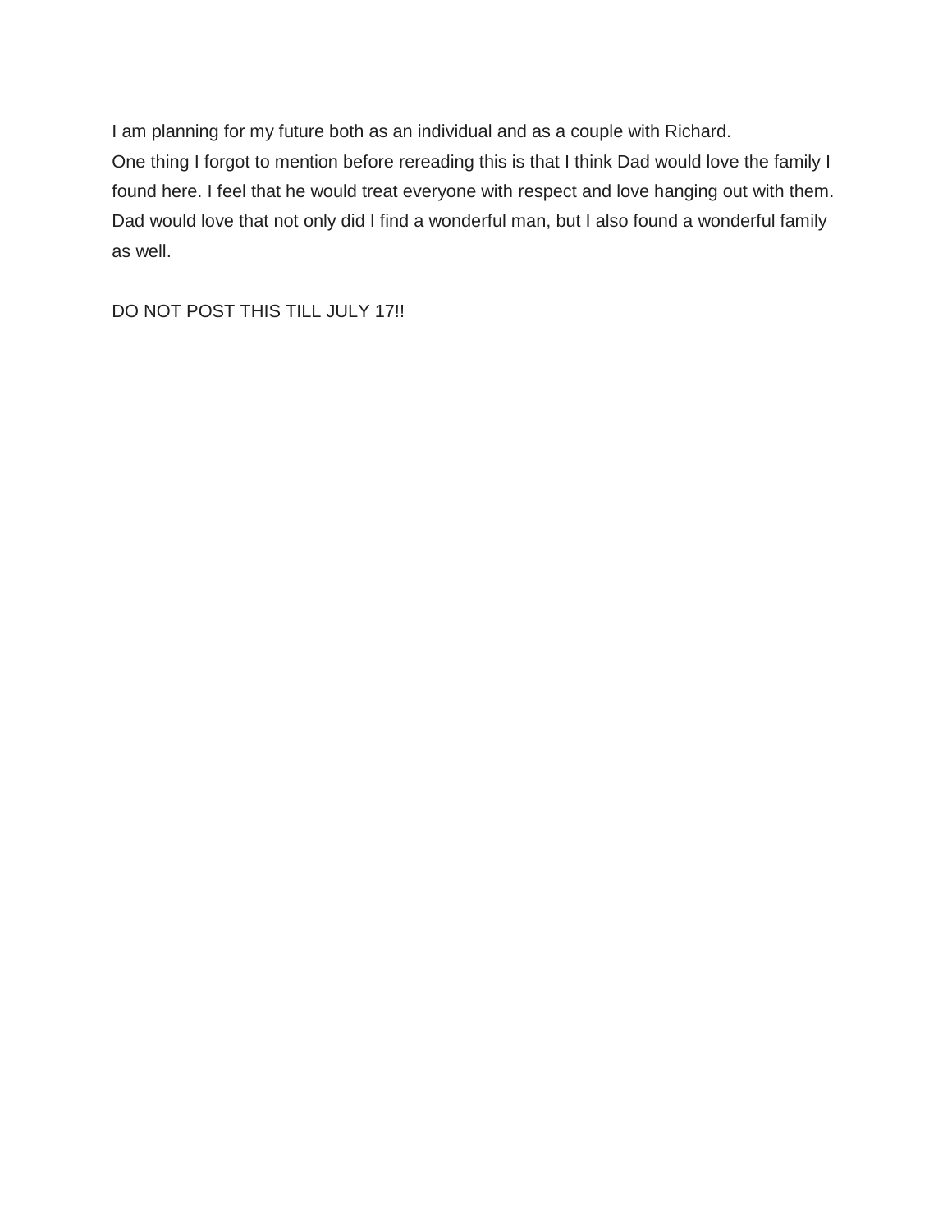I am planning for my future both as an individual and as a couple with Richard.
One thing I forgot to mention before rereading this is that I think Dad would love the family I found here. I feel that he would treat everyone with respect and love hanging out with them. Dad would love that not only did I find a wonderful man, but I also found a wonderful family as well.

DO NOT POST THIS TILL JULY 17!!